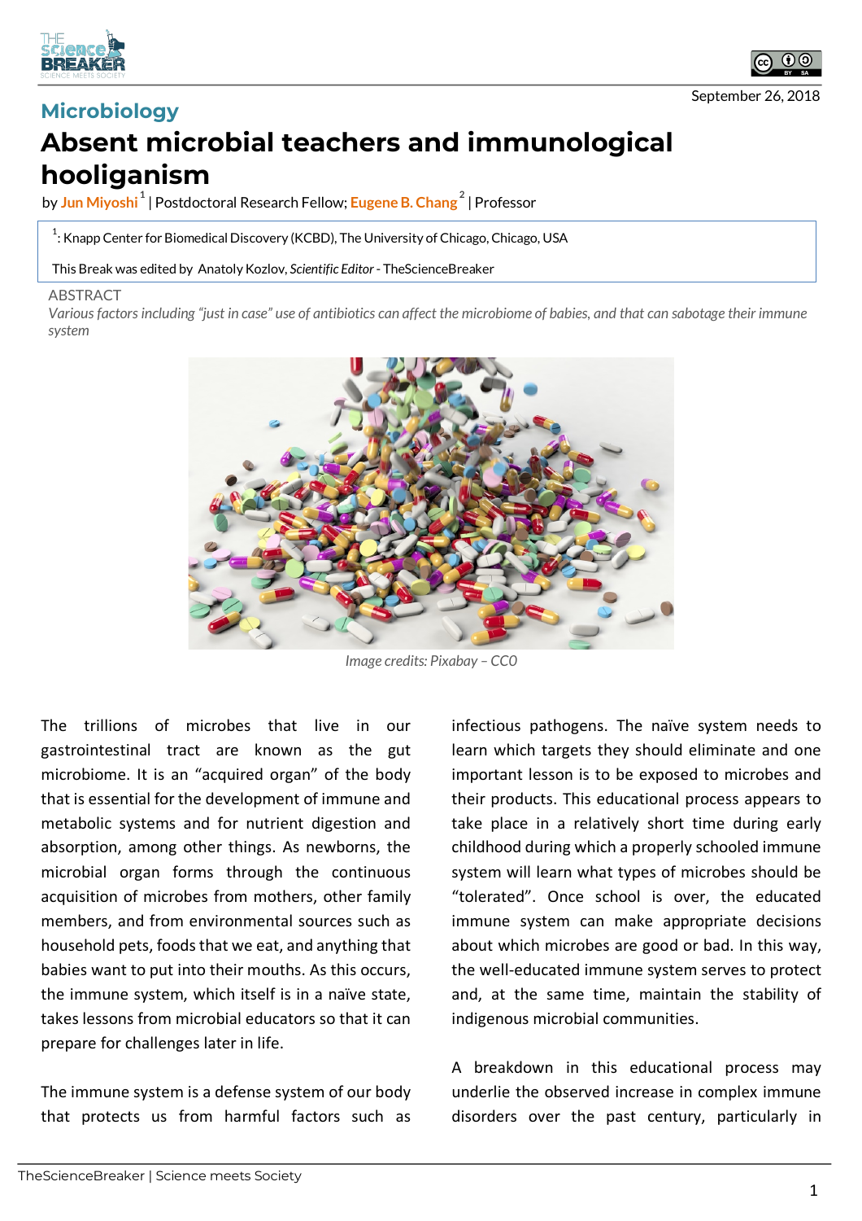Microbiology

# Absent microbial teachers and immunological hooliganism

by Jun Miyoshi[1] | Postdoctoral Research Fellow; Eugene B. Chang[2] | Professor

[1]: Knapp Center for Biomedical Discovery (KCBD), The University of Chicago, Chicago, USA

This Break was edited by Anatoly Kozlov, *Scientific Editor* - TheScienceBreaker

September 26, 2018

ABSTRACT

*Various factors including "just in case" use of antibiotics can affect the microbiome of babies, and that can sabotage their immune system*

*Image credits: Pixabay – CC0*

The trillions of microbes that live in our gastrointestinal tract are known as the gut microbiome. It is an "acquired organ" of the body that is essential for the development of immune and metabolic systems and for nutrient digestion and absorption, among other things. As newborns, the microbial organ forms through the continuous acquisition of microbes from mothers, other family members, and from environmental sources such as household pets, foods that we eat, and anything that babies want to put into their mouths. As this occurs, the immune system, which itself is in a naïve state, takes lessons from microbial educators so that it can prepare for challenges later in life.

The immune system is a defense system of our body that protects us from harmful factors such as infectious pathogens. The naïve system needs to learn which targets they should eliminate and one important lesson is to be exposed to microbes and their products. This educational process appears to take place in a relatively short time during early childhood during which a properly schooled immune system will learn what types of microbes should be "tolerated". Once school is over, the educated immune system can make appropriate decisions about which microbes are good or bad. In this way, the well-educated immune system serves to protect and, at the same time, maintain the stability of indigenous microbial communities.

A breakdown in this educational process may underlie the observed increase in complex immune disorders over the past century, particularly in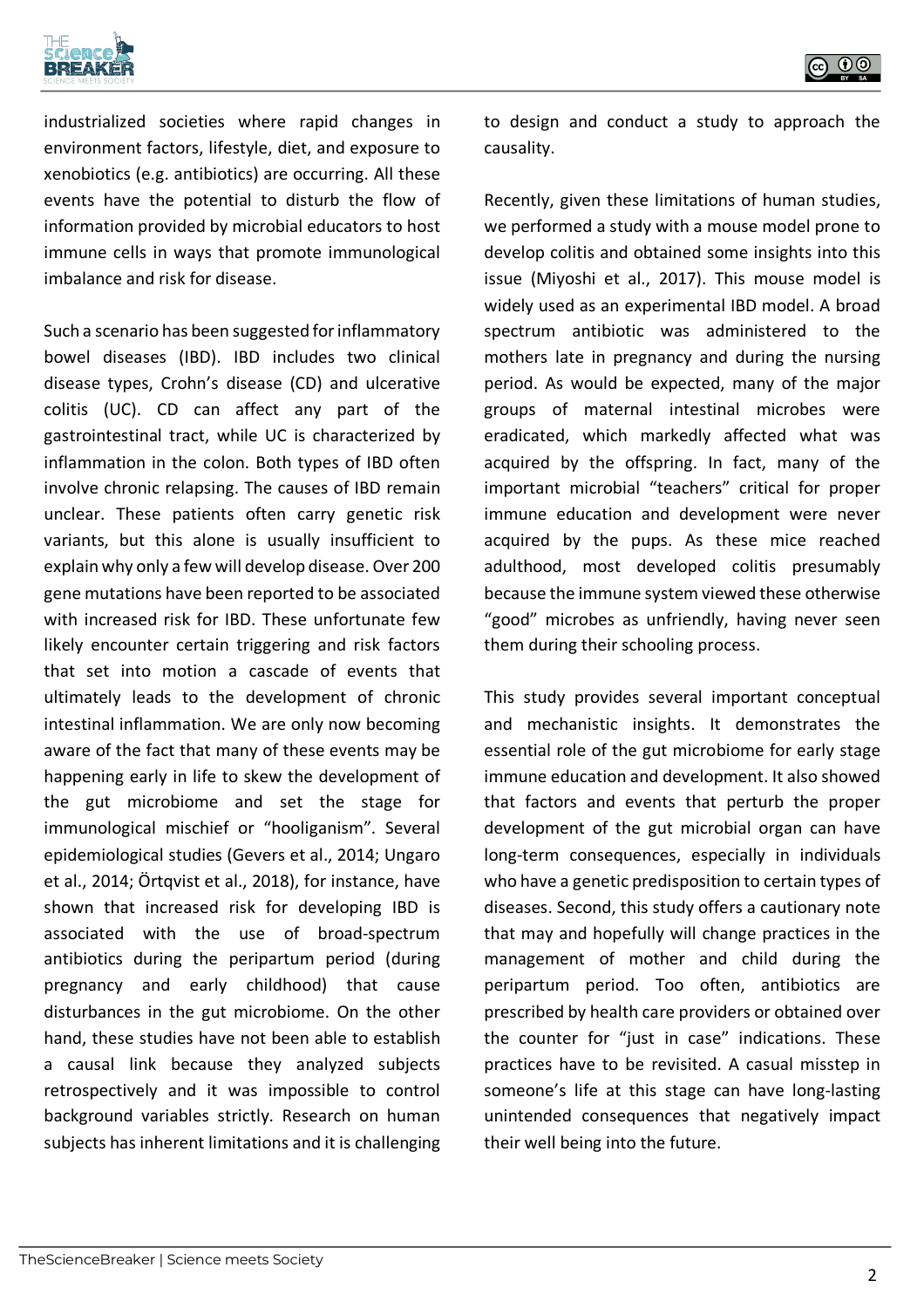industrialized societies where rapid changes in environment factors, lifestyle, diet, and exposure to xenobiotics (e.g. antibiotics) are occurring. All these events have the potential to disturb the flow of information provided by microbial educators to host immune cells in ways that promote immunological imbalance and risk for disease.

Such a scenario has been suggested for inflammatory bowel diseases (IBD). IBD includes two clinical disease types, Crohn's disease (CD) and ulcerative colitis (UC). CD can affect any part of the gastrointestinal tract, while UC is characterized by inflammation in the colon. Both types of IBD often involve chronic relapsing. The causes of IBD remain unclear. These patients often carry genetic risk variants, but this alone is usually insufficient to explain why only a few will develop disease. Over 200 gene mutations have been reported to be associated with increased risk for IBD. These unfortunate few likely encounter certain triggering and risk factors that set into motion a cascade of events that ultimately leads to the development of chronic intestinal inflammation. We are only now becoming aware of the fact that many of these events may be happening early in life to skew the development of the gut microbiome and set the stage for immunological mischief or "hooliganism". Several epidemiological studies (Gevers et al., 2014; Ungaro et al., 2014; Örtqvist et al., 2018), for instance, have shown that increased risk for developing IBD is associated with the use of broad-spectrum antibiotics during the peripartum period (during pregnancy and early childhood) that cause disturbances in the gut microbiome. On the other hand, these studies have not been able to establish a causal link because they analyzed subjects retrospectively and it was impossible to control background variables strictly. Research on human subjects has inherent limitations and it is challenging to design and conduct a study to approach the causality.

Recently, given these limitations of human studies, we performed a study with a mouse model prone to develop colitis and obtained some insights into this issue (Miyoshi et al., 2017). This mouse model is widely used as an experimental IBD model. A broad spectrum antibiotic was administered to the mothers late in pregnancy and during the nursing period. As would be expected, many of the major groups of maternal intestinal microbes were eradicated, which markedly affected what was acquired by the offspring. In fact, many of the important microbial "teachers" critical for proper immune education and development were never acquired by the pups. As these mice reached adulthood, most developed colitis presumably because the immune system viewed these otherwise "good" microbes as unfriendly, having never seen them during their schooling process.

This study provides several important conceptual and mechanistic insights. It demonstrates the essential role of the gut microbiome for early stage immune education and development. It also showed that factors and events that perturb the proper development of the gut microbial organ can have long-term consequences, especially in individuals who have a genetic predisposition to certain types of diseases. Second, this study offers a cautionary note that may and hopefully will change practices in the management of mother and child during the peripartum period. Too often, antibiotics are prescribed by health care providers or obtained over the counter for "just in case" indications. These practices have to be revisited. A casual misstep in someone's life at this stage can have long-lasting unintended consequences that negatively impact their well being into the future.